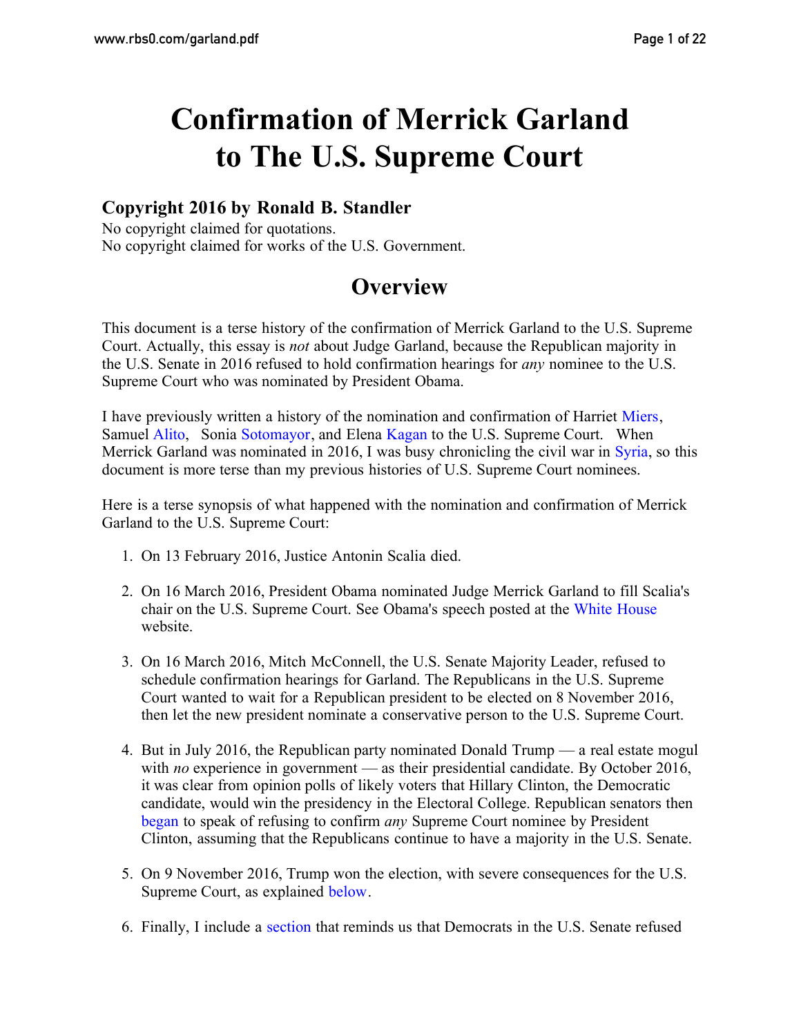# Confirmation of Merrick Garland to The U.S. Supreme Court

### Copyright 2016 by Ronald B. Standler

No copyright claimed for quotations.
No copyright claimed for works of the U.S. Government.

## Overview

This document is a terse history of the confirmation of Merrick Garland to the U.S. Supreme Court. Actually, this essay is *not* about Judge Garland, because the Republican majority in the U.S. Senate in 2016 refused to hold confirmation hearings for *any* nominee to the U.S. Supreme Court who was nominated by President Obama.

I have previously written a history of the nomination and confirmation of Harriet Miers, Samuel Alito, Sonia Sotomayor, and Elena Kagan to the U.S. Supreme Court. When Merrick Garland was nominated in 2016, I was busy chronicling the civil war in Syria, so this document is more terse than my previous histories of U.S. Supreme Court nominees.

Here is a terse synopsis of what happened with the nomination and confirmation of Merrick Garland to the U.S. Supreme Court:

1. On 13 February 2016, Justice Antonin Scalia died.

2. On 16 March 2016, President Obama nominated Judge Merrick Garland to fill Scalia's chair on the U.S. Supreme Court. See Obama's speech posted at the White House website.

3. On 16 March 2016, Mitch McConnell, the U.S. Senate Majority Leader, refused to schedule confirmation hearings for Garland. The Republicans in the U.S. Supreme Court wanted to wait for a Republican president to be elected on 8 November 2016, then let the new president nominate a conservative person to the U.S. Supreme Court.

4. But in July 2016, the Republican party nominated Donald Trump — a real estate mogul with *no* experience in government — as their presidential candidate. By October 2016, it was clear from opinion polls of likely voters that Hillary Clinton, the Democratic candidate, would win the presidency in the Electoral College. Republican senators then began to speak of refusing to confirm *any* Supreme Court nominee by President Clinton, assuming that the Republicans continue to have a majority in the U.S. Senate.

5. On 9 November 2016, Trump won the election, with severe consequences for the U.S. Supreme Court, as explained below.

6. Finally, I include a section that reminds us that Democrats in the U.S. Senate refused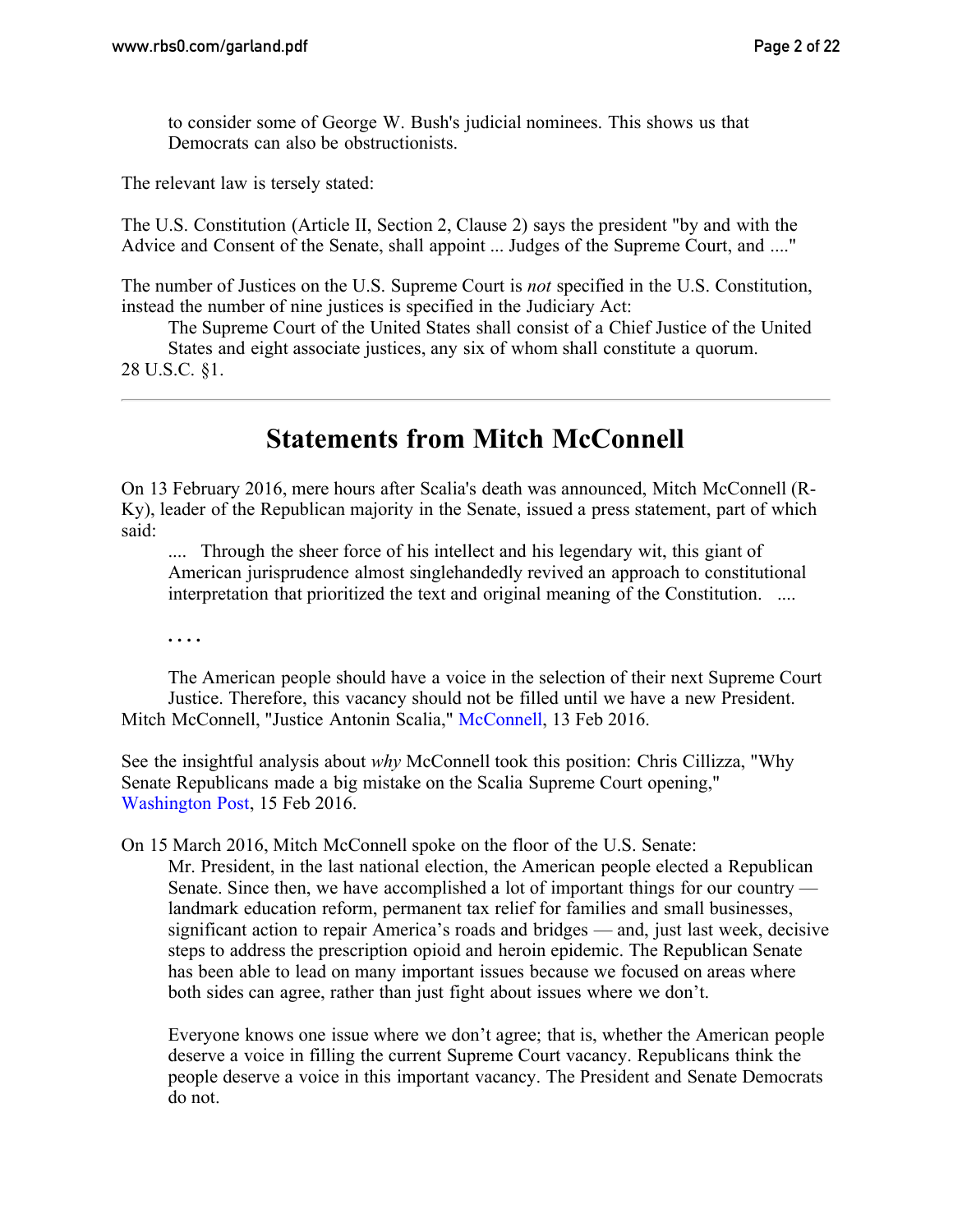> to consider some of George W. Bush's judicial nominees. This shows us that Democrats can also be obstructionists.

The relevant law is tersely stated:

The U.S. Constitution (Article II, Section 2, Clause 2) says the president "by and with the Advice and Consent of the Senate, shall appoint ... Judges of the Supreme Court, and ...."

The number of Justices on the U.S. Supreme Court is *not* specified in the U.S. Constitution, instead the number of nine justices is specified in the Judiciary Act:

> The Supreme Court of the United States shall consist of a Chief Justice of the United States and eight associate justices, any six of whom shall constitute a quorum.

28 U.S.C. §1.

---

## Statements from Mitch McConnell

On 13 February 2016, mere hours after Scalia's death was announced, Mitch McConnell (R-Ky), leader of the Republican majority in the Senate, issued a press statement, part of which said:

> .... Through the sheer force of his intellect and his legendary wit, this giant of American jurisprudence almost singlehandedly revived an approach to constitutional interpretation that prioritized the text and original meaning of the Constitution. ....
>
> . . . .
>
> The American people should have a voice in the selection of their next Supreme Court Justice. Therefore, this vacancy should not be filled until we have a new President.

Mitch McConnell, "Justice Antonin Scalia," McConnell, 13 Feb 2016.

See the insightful analysis about *why* McConnell took this position: Chris Cillizza, "Why Senate Republicans made a big mistake on the Scalia Supreme Court opening," Washington Post, 15 Feb 2016.

On 15 March 2016, Mitch McConnell spoke on the floor of the U.S. Senate:

> Mr. President, in the last national election, the American people elected a Republican Senate. Since then, we have accomplished a lot of important things for our country — landmark education reform, permanent tax relief for families and small businesses, significant action to repair America's roads and bridges — and, just last week, decisive steps to address the prescription opioid and heroin epidemic. The Republican Senate has been able to lead on many important issues because we focused on areas where both sides can agree, rather than just fight about issues where we don't.
>
> Everyone knows one issue where we don't agree; that is, whether the American people deserve a voice in filling the current Supreme Court vacancy. Republicans think the people deserve a voice in this important vacancy. The President and Senate Democrats do not.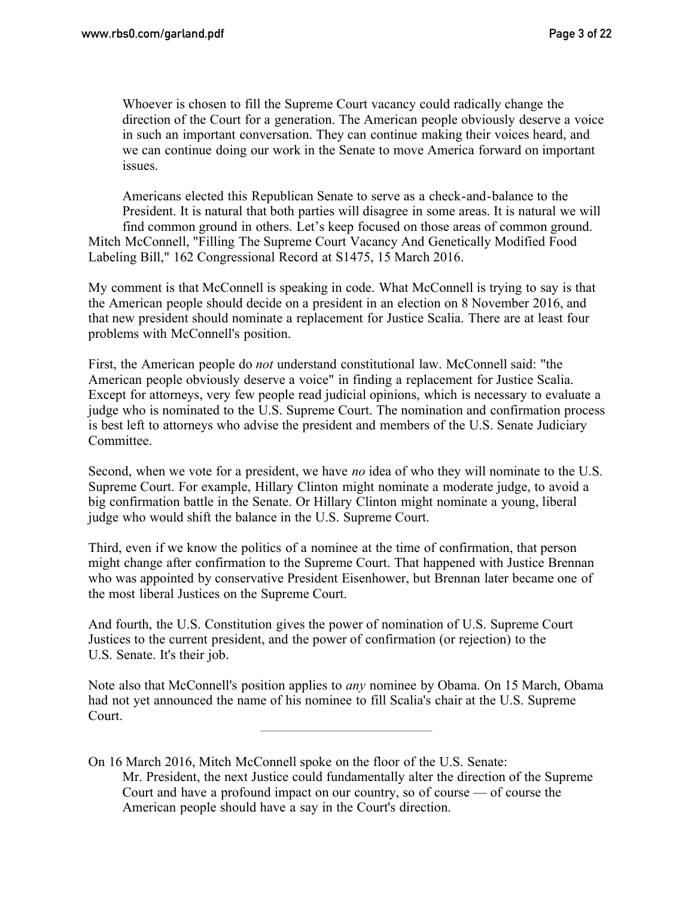> Whoever is chosen to fill the Supreme Court vacancy could radically change the direction of the Court for a generation. The American people obviously deserve a voice in such an important conversation. They can continue making their voices heard, and we can continue doing our work in the Senate to move America forward on important issues.
>
> Americans elected this Republican Senate to serve as a check-and-balance to the President. It is natural that both parties will disagree in some areas. It is natural we will find common ground in others. Let's keep focused on those areas of common ground.

Mitch McConnell, "Filling The Supreme Court Vacancy And Genetically Modified Food Labeling Bill," 162 Congressional Record at S1475, 15 March 2016.

My comment is that McConnell is speaking in code. What McConnell is trying to say is that the American people should decide on a president in an election on 8 November 2016, and that new president should nominate a replacement for Justice Scalia. There are at least four problems with McConnell's position.

First, the American people do *not* understand constitutional law. McConnell said: "the American people obviously deserve a voice" in finding a replacement for Justice Scalia. Except for attorneys, very few people read judicial opinions, which is necessary to evaluate a judge who is nominated to the U.S. Supreme Court. The nomination and confirmation process is best left to attorneys who advise the president and members of the U.S. Senate Judiciary Committee.

Second, when we vote for a president, we have *no* idea of who they will nominate to the U.S. Supreme Court. For example, Hillary Clinton might nominate a moderate judge, to avoid a big confirmation battle in the Senate. Or Hillary Clinton might nominate a young, liberal judge who would shift the balance in the U.S. Supreme Court.

Third, even if we know the politics of a nominee at the time of confirmation, that person might change after confirmation to the Supreme Court. That happened with Justice Brennan who was appointed by conservative President Eisenhower, but Brennan later became one of the most liberal Justices on the Supreme Court.

And fourth, the U.S. Constitution gives the power of nomination of U.S. Supreme Court Justices to the current president, and the power of confirmation (or rejection) to the U.S. Senate. It's their job.

Note also that McConnell's position applies to *any* nominee by Obama. On 15 March, Obama had not yet announced the name of his nominee to fill Scalia's chair at the U.S. Supreme Court.

---

On 16 March 2016, Mitch McConnell spoke on the floor of the U.S. Senate:

> Mr. President, the next Justice could fundamentally alter the direction of the Supreme Court and have a profound impact on our country, so of course — of course the American people should have a say in the Court's direction.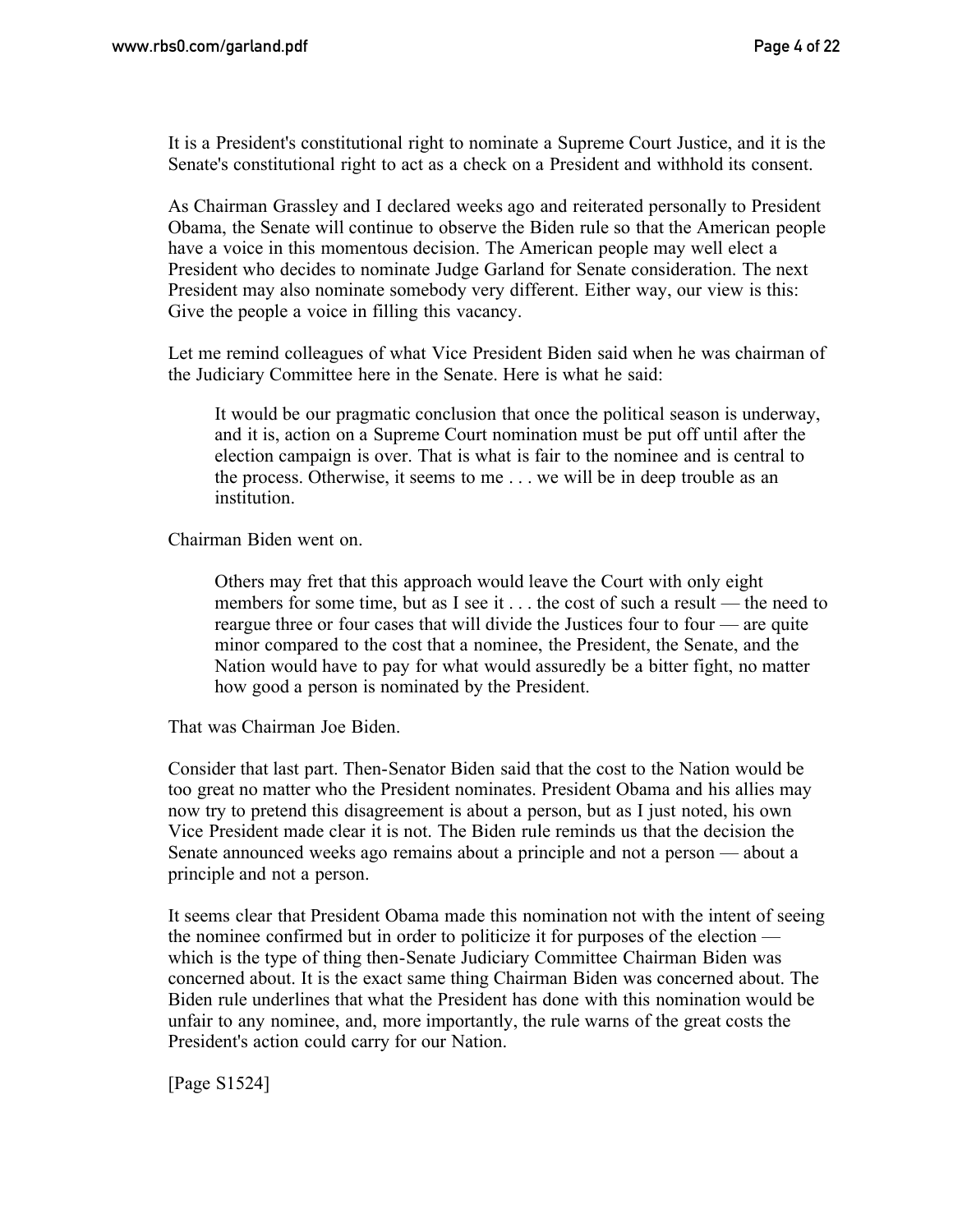It is a President's constitutional right to nominate a Supreme Court Justice, and it is the Senate's constitutional right to act as a check on a President and withhold its consent.

As Chairman Grassley and I declared weeks ago and reiterated personally to President Obama, the Senate will continue to observe the Biden rule so that the American people have a voice in this momentous decision. The American people may well elect a President who decides to nominate Judge Garland for Senate consideration. The next President may also nominate somebody very different. Either way, our view is this: Give the people a voice in filling this vacancy.

Let me remind colleagues of what Vice President Biden said when he was chairman of the Judiciary Committee here in the Senate. Here is what he said:

> It would be our pragmatic conclusion that once the political season is underway, and it is, action on a Supreme Court nomination must be put off until after the election campaign is over. That is what is fair to the nominee and is central to the process. Otherwise, it seems to me . . . we will be in deep trouble as an institution.

Chairman Biden went on.

> Others may fret that this approach would leave the Court with only eight members for some time, but as I see it . . . the cost of such a result — the need to reargue three or four cases that will divide the Justices four to four — are quite minor compared to the cost that a nominee, the President, the Senate, and the Nation would have to pay for what would assuredly be a bitter fight, no matter how good a person is nominated by the President.

That was Chairman Joe Biden.

Consider that last part. Then-Senator Biden said that the cost to the Nation would be too great no matter who the President nominates. President Obama and his allies may now try to pretend this disagreement is about a person, but as I just noted, his own Vice President made clear it is not. The Biden rule reminds us that the decision the Senate announced weeks ago remains about a principle and not a person — about a principle and not a person.

It seems clear that President Obama made this nomination not with the intent of seeing the nominee confirmed but in order to politicize it for purposes of the election — which is the type of thing then-Senate Judiciary Committee Chairman Biden was concerned about. It is the exact same thing Chairman Biden was concerned about. The Biden rule underlines that what the President has done with this nomination would be unfair to any nominee, and, more importantly, the rule warns of the great costs the President's action could carry for our Nation.

[Page S1524]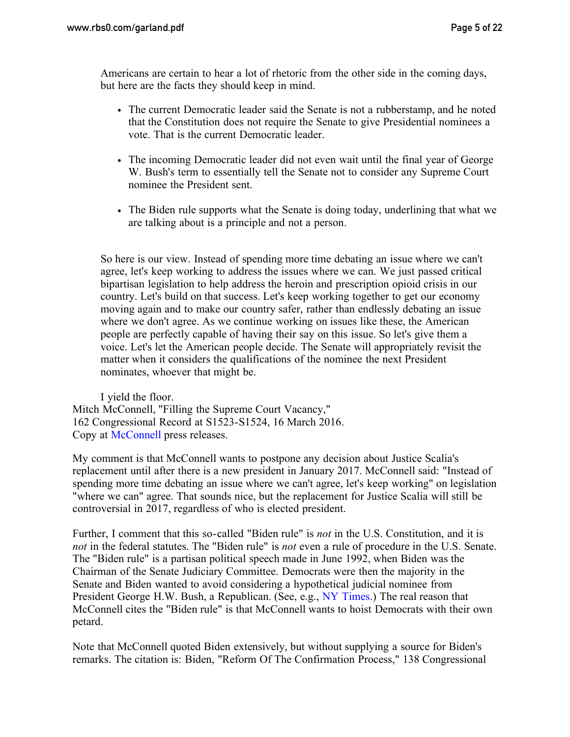Americans are certain to hear a lot of rhetoric from the other side in the coming days, but here are the facts they should keep in mind.

- The current Democratic leader said the Senate is not a rubberstamp, and he noted that the Constitution does not require the Senate to give Presidential nominees a vote. That is the current Democratic leader.
- The incoming Democratic leader did not even wait until the final year of George W. Bush's term to essentially tell the Senate not to consider any Supreme Court nominee the President sent.
- The Biden rule supports what the Senate is doing today, underlining that what we are talking about is a principle and not a person.

So here is our view. Instead of spending more time debating an issue where we can't agree, let's keep working to address the issues where we can. We just passed critical bipartisan legislation to help address the heroin and prescription opioid crisis in our country. Let's build on that success. Let's keep working together to get our economy moving again and to make our country safer, rather than endlessly debating an issue where we don't agree. As we continue working on issues like these, the American people are perfectly capable of having their say on this issue. So let's give them a voice. Let's let the American people decide. The Senate will appropriately revisit the matter when it considers the qualifications of the nominee the next President nominates, whoever that might be.

I yield the floor.

Mitch McConnell, "Filling the Supreme Court Vacancy," 162 Congressional Record at S1523-S1524, 16 March 2016. Copy at McConnell press releases.

My comment is that McConnell wants to postpone any decision about Justice Scalia's replacement until after there is a new president in January 2017. McConnell said: "Instead of spending more time debating an issue where we can't agree, let's keep working" on legislation "where we can" agree. That sounds nice, but the replacement for Justice Scalia will still be controversial in 2017, regardless of who is elected president.

Further, I comment that this so-called "Biden rule" is *not* in the U.S. Constitution, and it is *not* in the federal statutes. The "Biden rule" is *not* even a rule of procedure in the U.S. Senate. The "Biden rule" is a partisan political speech made in June 1992, when Biden was the Chairman of the Senate Judiciary Committee. Democrats were then the majority in the Senate and Biden wanted to avoid considering a hypothetical judicial nominee from President George H.W. Bush, a Republican. (See, e.g., NY Times.) The real reason that McConnell cites the "Biden rule" is that McConnell wants to hoist Democrats with their own petard.

Note that McConnell quoted Biden extensively, but without supplying a source for Biden's remarks. The citation is: Biden, "Reform Of The Confirmation Process," 138 Congressional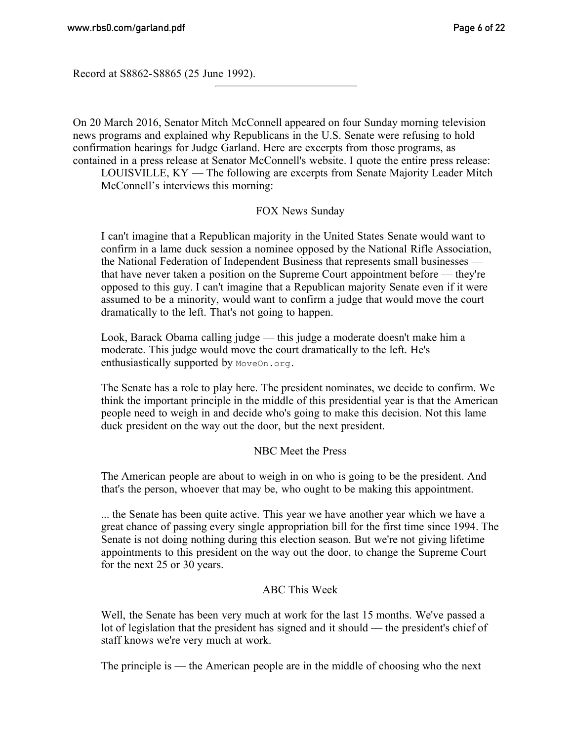Record at S8862-S8865 (25 June 1992).

---

On 20 March 2016, Senator Mitch McConnell appeared on four Sunday morning television news programs and explained why Republicans in the U.S. Senate were refusing to hold confirmation hearings for Judge Garland. Here are excerpts from those programs, as contained in a press release at Senator McConnell's website. I quote the entire press release:

> LOUISVILLE, KY — The following are excerpts from Senate Majority Leader Mitch McConnell's interviews this morning:
>
> FOX News Sunday
>
> I can't imagine that a Republican majority in the United States Senate would want to confirm in a lame duck session a nominee opposed by the National Rifle Association, the National Federation of Independent Business that represents small businesses — that have never taken a position on the Supreme Court appointment before — they're opposed to this guy. I can't imagine that a Republican majority Senate even if it were assumed to be a minority, would want to confirm a judge that would move the court dramatically to the left. That's not going to happen.
>
> Look, Barack Obama calling judge — this judge a moderate doesn't make him a moderate. This judge would move the court dramatically to the left. He's enthusiastically supported by `MoveOn.org`.
>
> The Senate has a role to play here. The president nominates, we decide to confirm. We think the important principle in the middle of this presidential year is that the American people need to weigh in and decide who's going to make this decision. Not this lame duck president on the way out the door, but the next president.
>
> NBC Meet the Press
>
> The American people are about to weigh in on who is going to be the president. And that's the person, whoever that may be, who ought to be making this appointment.
>
> ... the Senate has been quite active. This year we have another year which we have a great chance of passing every single appropriation bill for the first time since 1994. The Senate is not doing nothing during this election season. But we're not giving lifetime appointments to this president on the way out the door, to change the Supreme Court for the next 25 or 30 years.
>
> ABC This Week
>
> Well, the Senate has been very much at work for the last 15 months. We've passed a lot of legislation that the president has signed and it should — the president's chief of staff knows we're very much at work.
>
> The principle is — the American people are in the middle of choosing who the next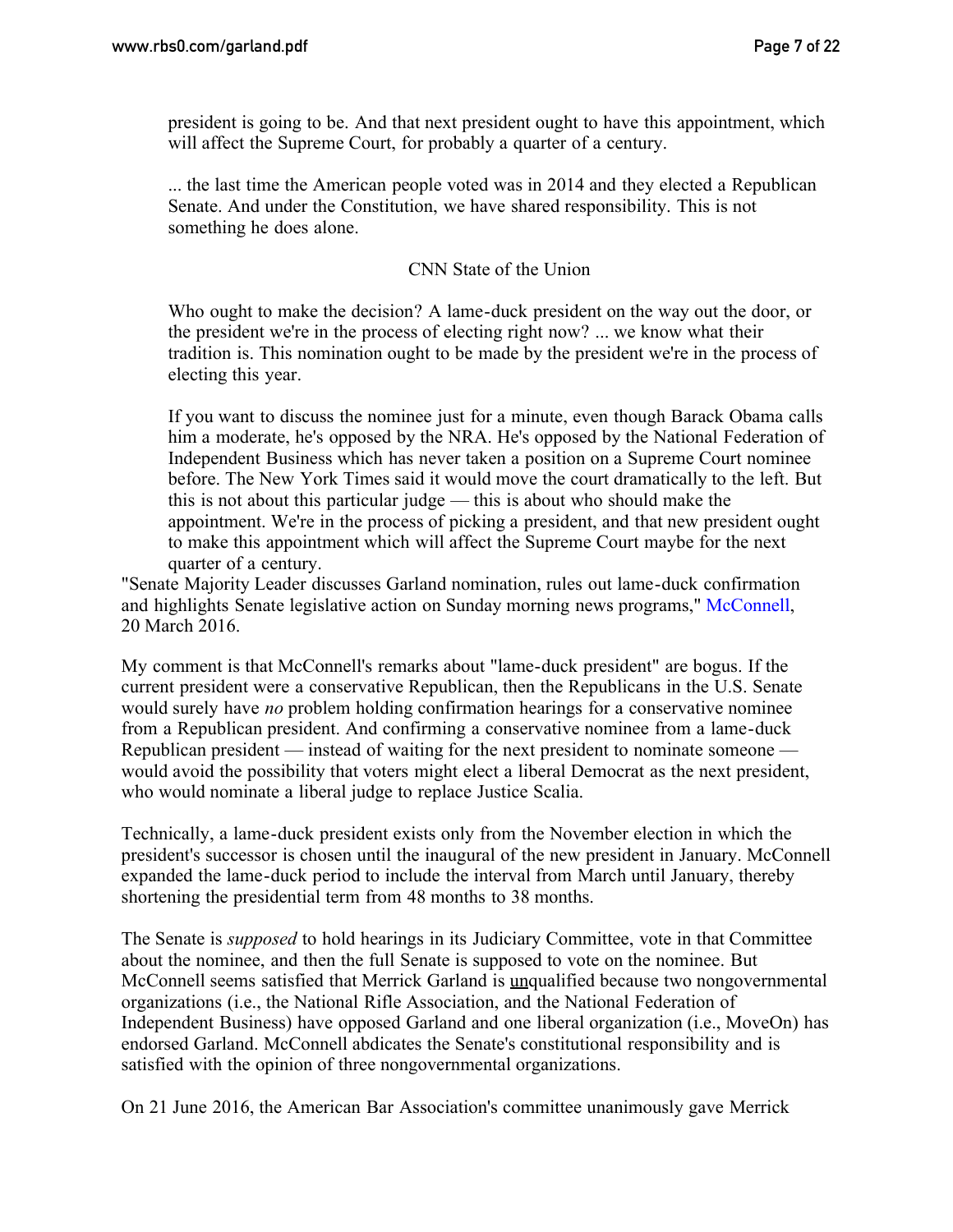> president is going to be. And that next president ought to have this appointment, which will affect the Supreme Court, for probably a quarter of a century.
>
> ... the last time the American people voted was in 2014 and they elected a Republican Senate. And under the Constitution, we have shared responsibility. This is not something he does alone.
>
> CNN State of the Union
>
> Who ought to make the decision? A lame-duck president on the way out the door, or the president we're in the process of electing right now? ... we know what their tradition is. This nomination ought to be made by the president we're in the process of electing this year.
>
> If you want to discuss the nominee just for a minute, even though Barack Obama calls him a moderate, he's opposed by the NRA. He's opposed by the National Federation of Independent Business which has never taken a position on a Supreme Court nominee before. The New York Times said it would move the court dramatically to the left. But this is not about this particular judge — this is about who should make the appointment. We're in the process of picking a president, and that new president ought to make this appointment which will affect the Supreme Court maybe for the next quarter of a century.

"Senate Majority Leader discusses Garland nomination, rules out lame-duck confirmation and highlights Senate legislative action on Sunday morning news programs," McConnell, 20 March 2016.

My comment is that McConnell's remarks about "lame-duck president" are bogus. If the current president were a conservative Republican, then the Republicans in the U.S. Senate would surely have *no* problem holding confirmation hearings for a conservative nominee from a Republican president. And confirming a conservative nominee from a lame-duck Republican president — instead of waiting for the next president to nominate someone — would avoid the possibility that voters might elect a liberal Democrat as the next president, who would nominate a liberal judge to replace Justice Scalia.

Technically, a lame-duck president exists only from the November election in which the president's successor is chosen until the inaugural of the new president in January. McConnell expanded the lame-duck period to include the interval from March until January, thereby shortening the presidential term from 48 months to 38 months.

The Senate is *supposed* to hold hearings in its Judiciary Committee, vote in that Committee about the nominee, and then the full Senate is supposed to vote on the nominee. But McConnell seems satisfied that Merrick Garland is <u>un</u>qualified because two nongovernmental organizations (i.e., the National Rifle Association, and the National Federation of Independent Business) have opposed Garland and one liberal organization (i.e., MoveOn) has endorsed Garland. McConnell abdicates the Senate's constitutional responsibility and is satisfied with the opinion of three nongovernmental organizations.

On 21 June 2016, the American Bar Association's committee unanimously gave Merrick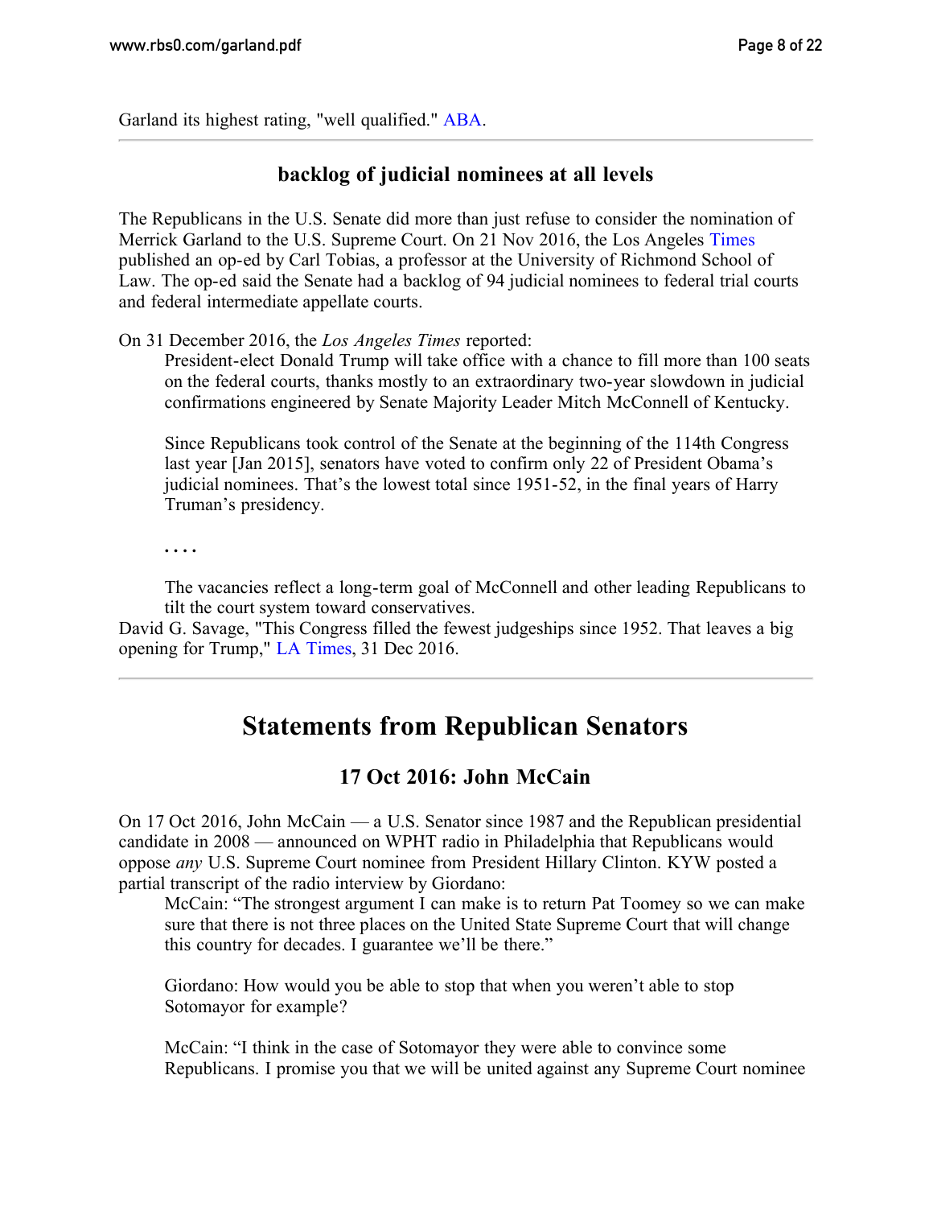Garland its highest rating, "well qualified." ABA.

---

### backlog of judicial nominees at all levels

The Republicans in the U.S. Senate did more than just refuse to consider the nomination of Merrick Garland to the U.S. Supreme Court. On 21 Nov 2016, the Los Angeles Times published an op-ed by Carl Tobias, a professor at the University of Richmond School of Law. The op-ed said the Senate had a backlog of 94 judicial nominees to federal trial courts and federal intermediate appellate courts.

On 31 December 2016, the *Los Angeles Times* reported:

> President-elect Donald Trump will take office with a chance to fill more than 100 seats on the federal courts, thanks mostly to an extraordinary two-year slowdown in judicial confirmations engineered by Senate Majority Leader Mitch McConnell of Kentucky.
>
> Since Republicans took control of the Senate at the beginning of the 114th Congress last year [Jan 2015], senators have voted to confirm only 22 of President Obama's judicial nominees. That's the lowest total since 1951-52, in the final years of Harry Truman's presidency.
>
> . . . .
>
> The vacancies reflect a long-term goal of McConnell and other leading Republicans to tilt the court system toward conservatives.

David G. Savage, "This Congress filled the fewest judgeships since 1952. That leaves a big opening for Trump," LA Times, 31 Dec 2016.

---

## Statements from Republican Senators

### 17 Oct 2016: John McCain

On 17 Oct 2016, John McCain — a U.S. Senator since 1987 and the Republican presidential candidate in 2008 — announced on WPHT radio in Philadelphia that Republicans would oppose *any* U.S. Supreme Court nominee from President Hillary Clinton. KYW posted a partial transcript of the radio interview by Giordano:

> McCain: "The strongest argument I can make is to return Pat Toomey so we can make sure that there is not three places on the United State Supreme Court that will change this country for decades. I guarantee we'll be there."
>
> Giordano: How would you be able to stop that when you weren't able to stop Sotomayor for example?
>
> McCain: "I think in the case of Sotomayor they were able to convince some Republicans. I promise you that we will be united against any Supreme Court nominee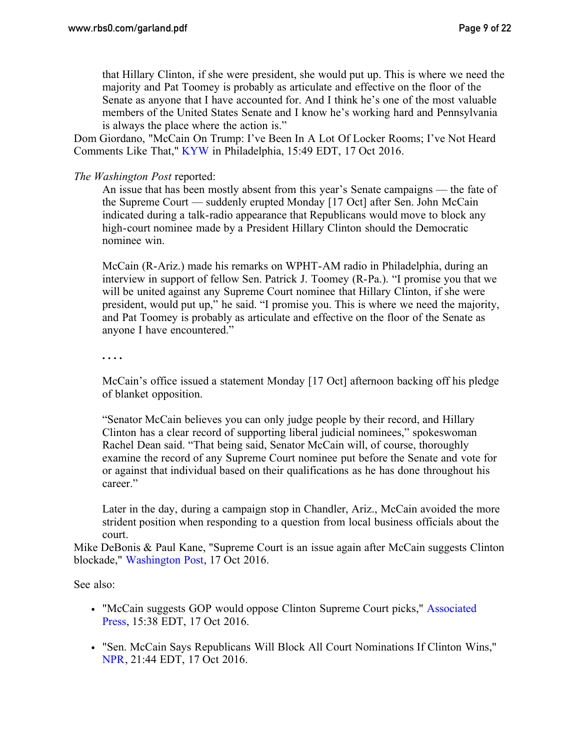> that Hillary Clinton, if she were president, she would put up. This is where we need the majority and Pat Toomey is probably as articulate and effective on the floor of the Senate as anyone that I have accounted for. And I think he's one of the most valuable members of the United States Senate and I know he's working hard and Pennsylvania is always the place where the action is."

Dom Giordano, "McCain On Trump: I've Been In A Lot Of Locker Rooms; I've Not Heard Comments Like That," KYW in Philadelphia, 15:49 EDT, 17 Oct 2016.

*The Washington Post* reported:

> An issue that has been mostly absent from this year's Senate campaigns — the fate of the Supreme Court — suddenly erupted Monday [17 Oct] after Sen. John McCain indicated during a talk-radio appearance that Republicans would move to block any high-court nominee made by a President Hillary Clinton should the Democratic nominee win.
>
> McCain (R-Ariz.) made his remarks on WPHT-AM radio in Philadelphia, during an interview in support of fellow Sen. Patrick J. Toomey (R-Pa.). "I promise you that we will be united against any Supreme Court nominee that Hillary Clinton, if she were president, would put up," he said. "I promise you. This is where we need the majority, and Pat Toomey is probably as articulate and effective on the floor of the Senate as anyone I have encountered."
>
> . . . .
>
> McCain's office issued a statement Monday [17 Oct] afternoon backing off his pledge of blanket opposition.
>
> "Senator McCain believes you can only judge people by their record, and Hillary Clinton has a clear record of supporting liberal judicial nominees," spokeswoman Rachel Dean said. "That being said, Senator McCain will, of course, thoroughly examine the record of any Supreme Court nominee put before the Senate and vote for or against that individual based on their qualifications as he has done throughout his career."
>
> Later in the day, during a campaign stop in Chandler, Ariz., McCain avoided the more strident position when responding to a question from local business officials about the court.

Mike DeBonis & Paul Kane, "Supreme Court is an issue again after McCain suggests Clinton blockade," Washington Post, 17 Oct 2016.

See also:

- "McCain suggests GOP would oppose Clinton Supreme Court picks," Associated Press, 15:38 EDT, 17 Oct 2016.
- "Sen. McCain Says Republicans Will Block All Court Nominations If Clinton Wins," NPR, 21:44 EDT, 17 Oct 2016.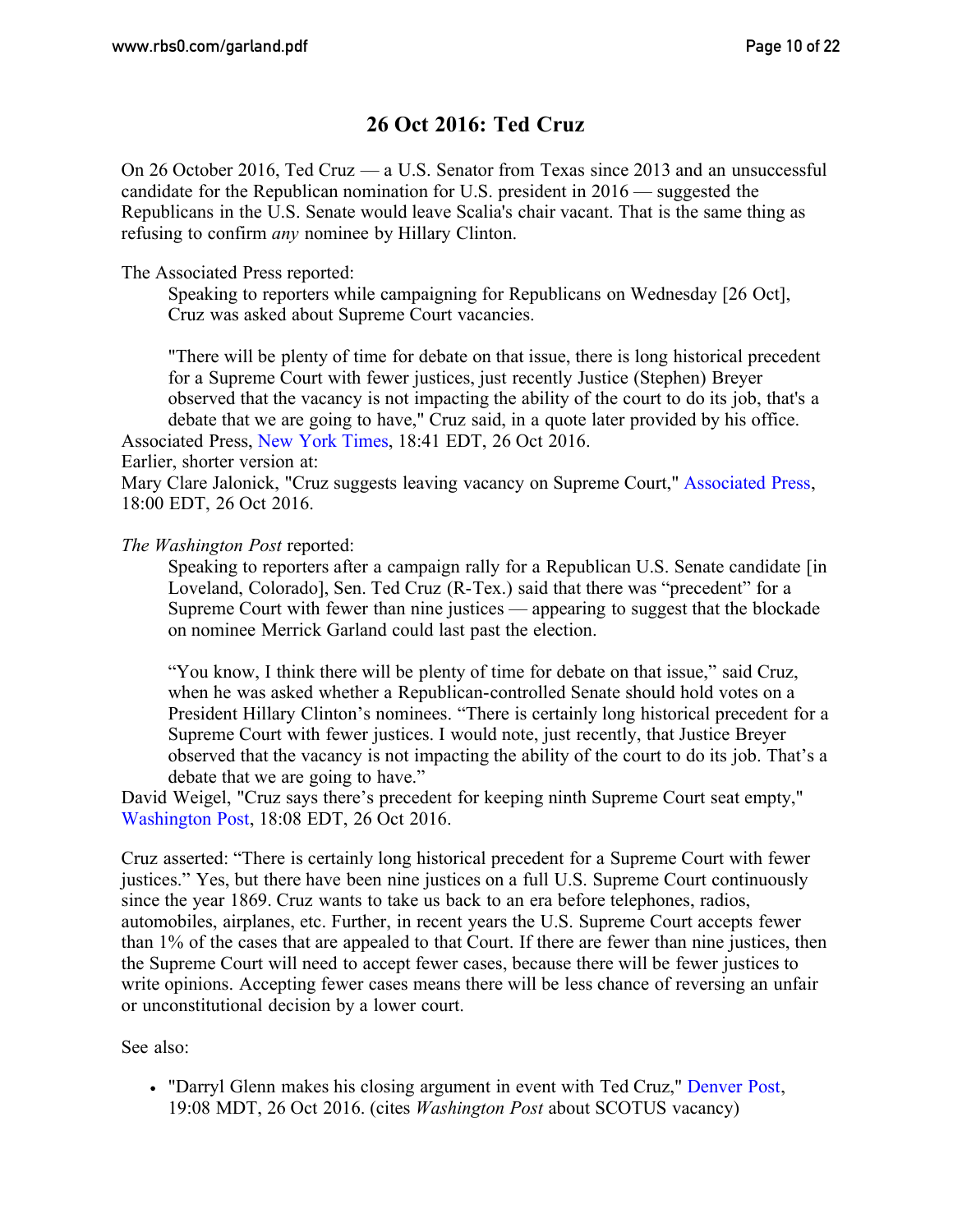## 26 Oct 2016: Ted Cruz

On 26 October 2016, Ted Cruz — a U.S. Senator from Texas since 2013 and an unsuccessful candidate for the Republican nomination for U.S. president in 2016 — suggested the Republicans in the U.S. Senate would leave Scalia's chair vacant. That is the same thing as refusing to confirm *any* nominee by Hillary Clinton.

The Associated Press reported:

> Speaking to reporters while campaigning for Republicans on Wednesday [26 Oct], Cruz was asked about Supreme Court vacancies.
>
> "There will be plenty of time for debate on that issue, there is long historical precedent for a Supreme Court with fewer justices, just recently Justice (Stephen) Breyer observed that the vacancy is not impacting the ability of the court to do its job, that's a debate that we are going to have," Cruz said, in a quote later provided by his office.

Associated Press, New York Times, 18:41 EDT, 26 Oct 2016.
Earlier, shorter version at:
Mary Clare Jalonick, "Cruz suggests leaving vacancy on Supreme Court," Associated Press, 18:00 EDT, 26 Oct 2016.

*The Washington Post* reported:

> Speaking to reporters after a campaign rally for a Republican U.S. Senate candidate [in Loveland, Colorado], Sen. Ted Cruz (R-Tex.) said that there was "precedent" for a Supreme Court with fewer than nine justices — appearing to suggest that the blockade on nominee Merrick Garland could last past the election.
>
> "You know, I think there will be plenty of time for debate on that issue," said Cruz, when he was asked whether a Republican-controlled Senate should hold votes on a President Hillary Clinton's nominees. "There is certainly long historical precedent for a Supreme Court with fewer justices. I would note, just recently, that Justice Breyer observed that the vacancy is not impacting the ability of the court to do its job. That's a debate that we are going to have."

David Weigel, "Cruz says there's precedent for keeping ninth Supreme Court seat empty," Washington Post, 18:08 EDT, 26 Oct 2016.

Cruz asserted: "There is certainly long historical precedent for a Supreme Court with fewer justices." Yes, but there have been nine justices on a full U.S. Supreme Court continuously since the year 1869. Cruz wants to take us back to an era before telephones, radios, automobiles, airplanes, etc. Further, in recent years the U.S. Supreme Court accepts fewer than 1% of the cases that are appealed to that Court. If there are fewer than nine justices, then the Supreme Court will need to accept fewer cases, because there will be fewer justices to write opinions. Accepting fewer cases means there will be less chance of reversing an unfair or unconstitutional decision by a lower court.

See also:

- "Darryl Glenn makes his closing argument in event with Ted Cruz," Denver Post, 19:08 MDT, 26 Oct 2016. (cites *Washington Post* about SCOTUS vacancy)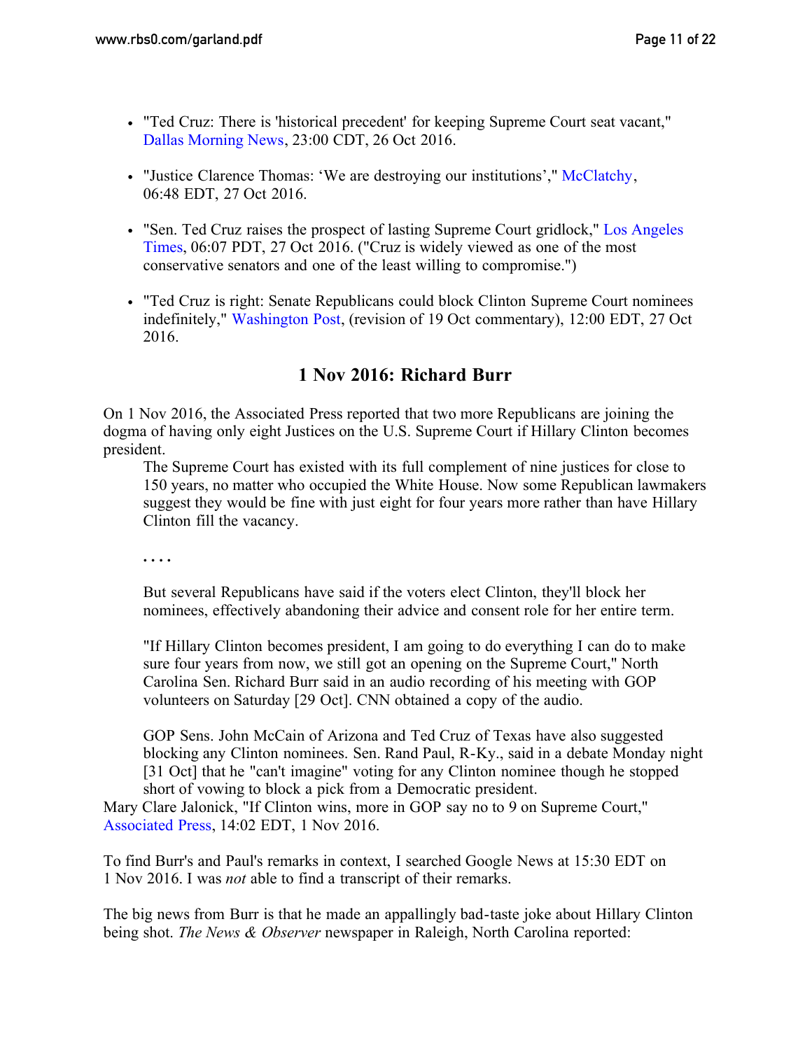- "Ted Cruz: There is 'historical precedent' for keeping Supreme Court seat vacant," Dallas Morning News, 23:00 CDT, 26 Oct 2016.

- "Justice Clarence Thomas: 'We are destroying our institutions'," McClatchy, 06:48 EDT, 27 Oct 2016.

- "Sen. Ted Cruz raises the prospect of lasting Supreme Court gridlock," Los Angeles Times, 06:07 PDT, 27 Oct 2016. ("Cruz is widely viewed as one of the most conservative senators and one of the least willing to compromise.")

- "Ted Cruz is right: Senate Republicans could block Clinton Supreme Court nominees indefinitely," Washington Post, (revision of 19 Oct commentary), 12:00 EDT, 27 Oct 2016.

## 1 Nov 2016: Richard Burr

On 1 Nov 2016, the Associated Press reported that two more Republicans are joining the dogma of having only eight Justices on the U.S. Supreme Court if Hillary Clinton becomes president.

> The Supreme Court has existed with its full complement of nine justices for close to 150 years, no matter who occupied the White House. Now some Republican lawmakers suggest they would be fine with just eight for four years more rather than have Hillary Clinton fill the vacancy.
>
> . . . .
>
> But several Republicans have said if the voters elect Clinton, they'll block her nominees, effectively abandoning their advice and consent role for her entire term.
>
> "If Hillary Clinton becomes president, I am going to do everything I can do to make sure four years from now, we still got an opening on the Supreme Court," North Carolina Sen. Richard Burr said in an audio recording of his meeting with GOP volunteers on Saturday [29 Oct]. CNN obtained a copy of the audio.
>
> GOP Sens. John McCain of Arizona and Ted Cruz of Texas have also suggested blocking any Clinton nominees. Sen. Rand Paul, R-Ky., said in a debate Monday night [31 Oct] that he "can't imagine" voting for any Clinton nominee though he stopped short of vowing to block a pick from a Democratic president.

Mary Clare Jalonick, "If Clinton wins, more in GOP say no to 9 on Supreme Court," Associated Press, 14:02 EDT, 1 Nov 2016.

To find Burr's and Paul's remarks in context, I searched Google News at 15:30 EDT on 1 Nov 2016. I was *not* able to find a transcript of their remarks.

The big news from Burr is that he made an appallingly bad-taste joke about Hillary Clinton being shot. *The News & Observer* newspaper in Raleigh, North Carolina reported: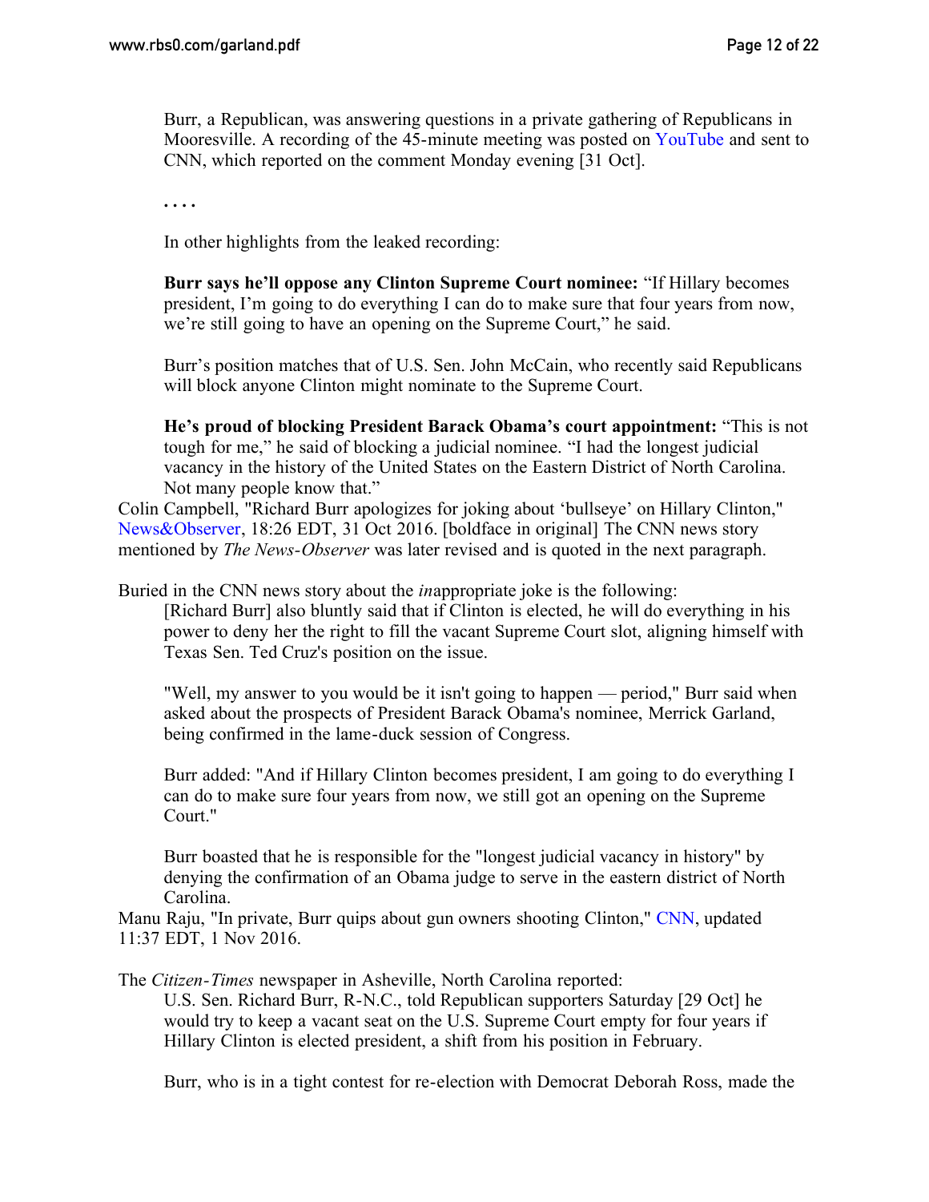> Burr, a Republican, was answering questions in a private gathering of Republicans in Mooresville. A recording of the 45-minute meeting was posted on YouTube and sent to CNN, which reported on the comment Monday evening [31 Oct].
>
> . . . .
>
> In other highlights from the leaked recording:
>
> **Burr says he'll oppose any Clinton Supreme Court nominee:** "If Hillary becomes president, I'm going to do everything I can do to make sure that four years from now, we're still going to have an opening on the Supreme Court," he said.
>
> Burr's position matches that of U.S. Sen. John McCain, who recently said Republicans will block anyone Clinton might nominate to the Supreme Court.
>
> **He's proud of blocking President Barack Obama's court appointment:** "This is not tough for me," he said of blocking a judicial nominee. "I had the longest judicial vacancy in the history of the United States on the Eastern District of North Carolina. Not many people know that."

Colin Campbell, "Richard Burr apologizes for joking about 'bullseye' on Hillary Clinton," News&Observer, 18:26 EDT, 31 Oct 2016. [boldface in original] The CNN news story mentioned by *The News-Observer* was later revised and is quoted in the next paragraph.

Buried in the CNN news story about the *in*appropriate joke is the following:

> [Richard Burr] also bluntly said that if Clinton is elected, he will do everything in his power to deny her the right to fill the vacant Supreme Court slot, aligning himself with Texas Sen. Ted Cruz's position on the issue.
>
> "Well, my answer to you would be it isn't going to happen — period," Burr said when asked about the prospects of President Barack Obama's nominee, Merrick Garland, being confirmed in the lame-duck session of Congress.
>
> Burr added: "And if Hillary Clinton becomes president, I am going to do everything I can do to make sure four years from now, we still got an opening on the Supreme Court."
>
> Burr boasted that he is responsible for the "longest judicial vacancy in history" by denying the confirmation of an Obama judge to serve in the eastern district of North Carolina.

Manu Raju, "In private, Burr quips about gun owners shooting Clinton," CNN, updated 11:37 EDT, 1 Nov 2016.

The *Citizen-Times* newspaper in Asheville, North Carolina reported:

> U.S. Sen. Richard Burr, R-N.C., told Republican supporters Saturday [29 Oct] he would try to keep a vacant seat on the U.S. Supreme Court empty for four years if Hillary Clinton is elected president, a shift from his position in February.
>
> Burr, who is in a tight contest for re-election with Democrat Deborah Ross, made the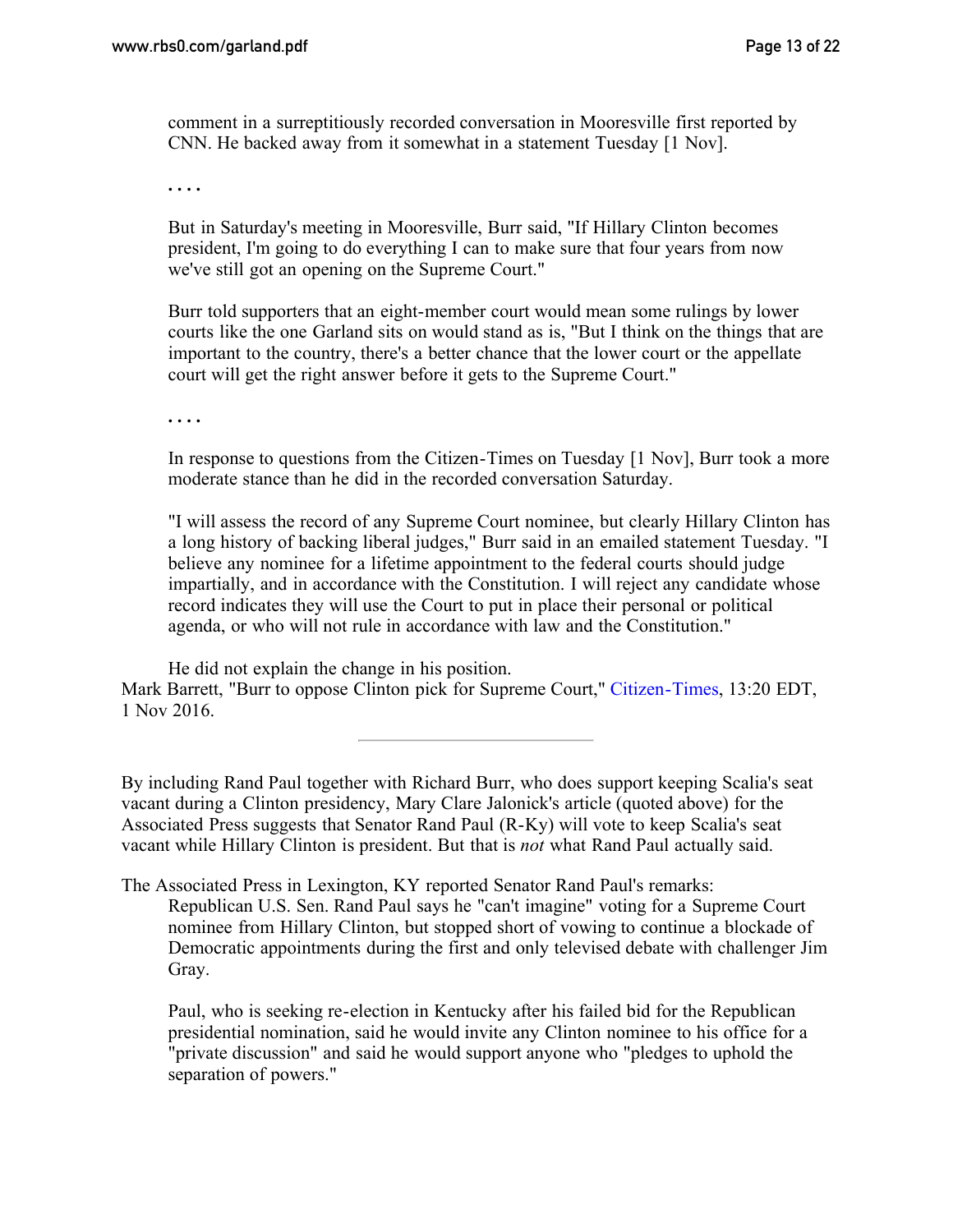> comment in a surreptitiously recorded conversation in Mooresville first reported by CNN. He backed away from it somewhat in a statement Tuesday [1 Nov].
>
> . . . .
>
> But in Saturday's meeting in Mooresville, Burr said, "If Hillary Clinton becomes president, I'm going to do everything I can to make sure that four years from now we've still got an opening on the Supreme Court."
>
> Burr told supporters that an eight-member court would mean some rulings by lower courts like the one Garland sits on would stand as is, "But I think on the things that are important to the country, there's a better chance that the lower court or the appellate court will get the right answer before it gets to the Supreme Court."
>
> . . . .
>
> In response to questions from the Citizen-Times on Tuesday [1 Nov], Burr took a more moderate stance than he did in the recorded conversation Saturday.
>
> "I will assess the record of any Supreme Court nominee, but clearly Hillary Clinton has a long history of backing liberal judges," Burr said in an emailed statement Tuesday. "I believe any nominee for a lifetime appointment to the federal courts should judge impartially, and in accordance with the Constitution. I will reject any candidate whose record indicates they will use the Court to put in place their personal or political agenda, or who will not rule in accordance with law and the Constitution."
>
> He did not explain the change in his position.

Mark Barrett, "Burr to oppose Clinton pick for Supreme Court," Citizen-Times, 13:20 EDT, 1 Nov 2016.

---

By including Rand Paul together with Richard Burr, who does support keeping Scalia's seat vacant during a Clinton presidency, Mary Clare Jalonick's article (quoted above) for the Associated Press suggests that Senator Rand Paul (R-Ky) will vote to keep Scalia's seat vacant while Hillary Clinton is president. But that is *not* what Rand Paul actually said.

The Associated Press in Lexington, KY reported Senator Rand Paul's remarks:

> Republican U.S. Sen. Rand Paul says he "can't imagine" voting for a Supreme Court nominee from Hillary Clinton, but stopped short of vowing to continue a blockade of Democratic appointments during the first and only televised debate with challenger Jim Gray.
>
> Paul, who is seeking re-election in Kentucky after his failed bid for the Republican presidential nomination, said he would invite any Clinton nominee to his office for a "private discussion" and said he would support anyone who "pledges to uphold the separation of powers."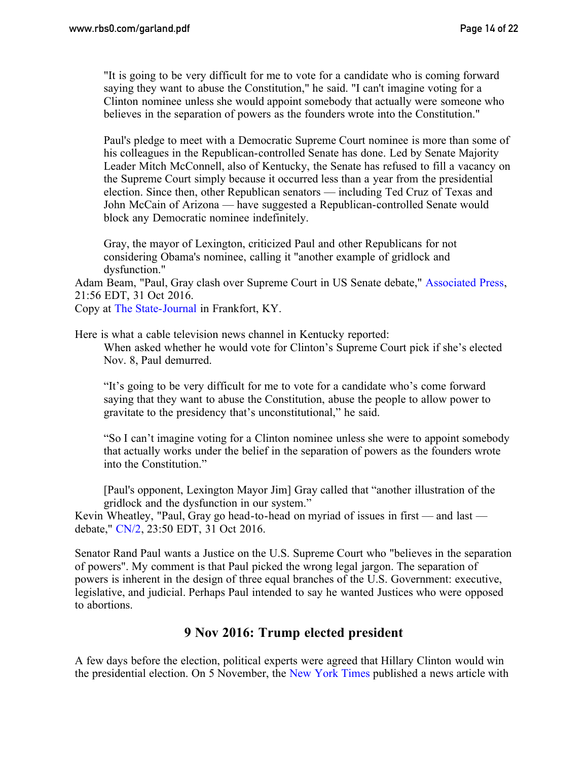> "It is going to be very difficult for me to vote for a candidate who is coming forward saying they want to abuse the Constitution," he said. "I can't imagine voting for a Clinton nominee unless she would appoint somebody that actually were someone who believes in the separation of powers as the founders wrote into the Constitution."
>
> Paul's pledge to meet with a Democratic Supreme Court nominee is more than some of his colleagues in the Republican-controlled Senate has done. Led by Senate Majority Leader Mitch McConnell, also of Kentucky, the Senate has refused to fill a vacancy on the Supreme Court simply because it occurred less than a year from the presidential election. Since then, other Republican senators — including Ted Cruz of Texas and John McCain of Arizona — have suggested a Republican-controlled Senate would block any Democratic nominee indefinitely.
>
> Gray, the mayor of Lexington, criticized Paul and other Republicans for not considering Obama's nominee, calling it "another example of gridlock and dysfunction."

Adam Beam, "Paul, Gray clash over Supreme Court in US Senate debate," Associated Press, 21:56 EDT, 31 Oct 2016.
Copy at The State-Journal in Frankfort, KY.

Here is what a cable television news channel in Kentucky reported:

> When asked whether he would vote for Clinton's Supreme Court pick if she's elected Nov. 8, Paul demurred.
>
> "It's going to be very difficult for me to vote for a candidate who's come forward saying that they want to abuse the Constitution, abuse the people to allow power to gravitate to the presidency that's unconstitutional," he said.
>
> "So I can't imagine voting for a Clinton nominee unless she were to appoint somebody that actually works under the belief in the separation of powers as the founders wrote into the Constitution."
>
> [Paul's opponent, Lexington Mayor Jim] Gray called that "another illustration of the gridlock and the dysfunction in our system."

Kevin Wheatley, "Paul, Gray go head-to-head on myriad of issues in first — and last — debate," CN/2, 23:50 EDT, 31 Oct 2016.

Senator Rand Paul wants a Justice on the U.S. Supreme Court who "believes in the separation of powers". My comment is that Paul picked the wrong legal jargon. The separation of powers is inherent in the design of three equal branches of the U.S. Government: executive, legislative, and judicial. Perhaps Paul intended to say he wanted Justices who were opposed to abortions.

## 9 Nov 2016: Trump elected president

A few days before the election, political experts were agreed that Hillary Clinton would win the presidential election. On 5 November, the New York Times published a news article with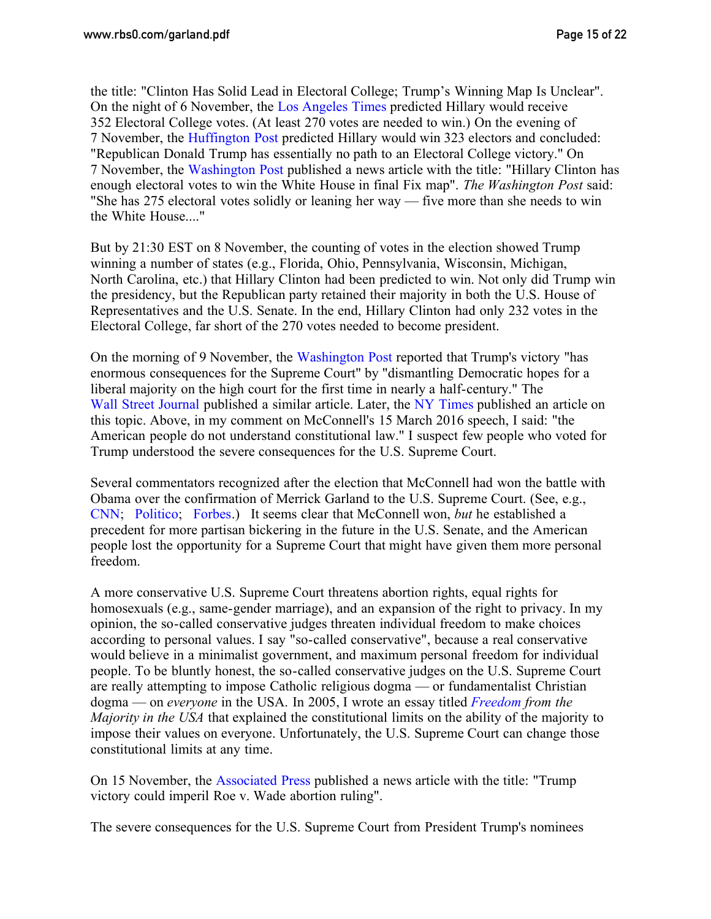the title: "Clinton Has Solid Lead in Electoral College; Trump's Winning Map Is Unclear". On the night of 6 November, the Los Angeles Times predicted Hillary would receive 352 Electoral College votes. (At least 270 votes are needed to win.) On the evening of 7 November, the Huffington Post predicted Hillary would win 323 electors and concluded: "Republican Donald Trump has essentially no path to an Electoral College victory." On 7 November, the Washington Post published a news article with the title: "Hillary Clinton has enough electoral votes to win the White House in final Fix map". *The Washington Post* said: "She has 275 electoral votes solidly or leaning her way — five more than she needs to win the White House...."

But by 21:30 EST on 8 November, the counting of votes in the election showed Trump winning a number of states (e.g., Florida, Ohio, Pennsylvania, Wisconsin, Michigan, North Carolina, etc.) that Hillary Clinton had been predicted to win. Not only did Trump win the presidency, but the Republican party retained their majority in both the U.S. House of Representatives and the U.S. Senate. In the end, Hillary Clinton had only 232 votes in the Electoral College, far short of the 270 votes needed to become president.

On the morning of 9 November, the Washington Post reported that Trump's victory "has enormous consequences for the Supreme Court" by "dismantling Democratic hopes for a liberal majority on the high court for the first time in nearly a half-century." The Wall Street Journal published a similar article. Later, the NY Times published an article on this topic. Above, in my comment on McConnell's 15 March 2016 speech, I said: "the American people do not understand constitutional law." I suspect few people who voted for Trump understood the severe consequences for the U.S. Supreme Court.

Several commentators recognized after the election that McConnell had won the battle with Obama over the confirmation of Merrick Garland to the U.S. Supreme Court. (See, e.g., CNN; Politico; Forbes.) It seems clear that McConnell won, *but* he established a precedent for more partisan bickering in the future in the U.S. Senate, and the American people lost the opportunity for a Supreme Court that might have given them more personal freedom.

A more conservative U.S. Supreme Court threatens abortion rights, equal rights for homosexuals (e.g., same-gender marriage), and an expansion of the right to privacy. In my opinion, the so-called conservative judges threaten individual freedom to make choices according to personal values. I say "so-called conservative", because a real conservative would believe in a minimalist government, and maximum personal freedom for individual people. To be bluntly honest, the so-called conservative judges on the U.S. Supreme Court are really attempting to impose Catholic religious dogma — or fundamentalist Christian dogma — on *everyone* in the USA. In 2005, I wrote an essay titled *Freedom from the Majority in the USA* that explained the constitutional limits on the ability of the majority to impose their values on everyone. Unfortunately, the U.S. Supreme Court can change those constitutional limits at any time.

On 15 November, the Associated Press published a news article with the title: "Trump victory could imperil Roe v. Wade abortion ruling".

The severe consequences for the U.S. Supreme Court from President Trump's nominees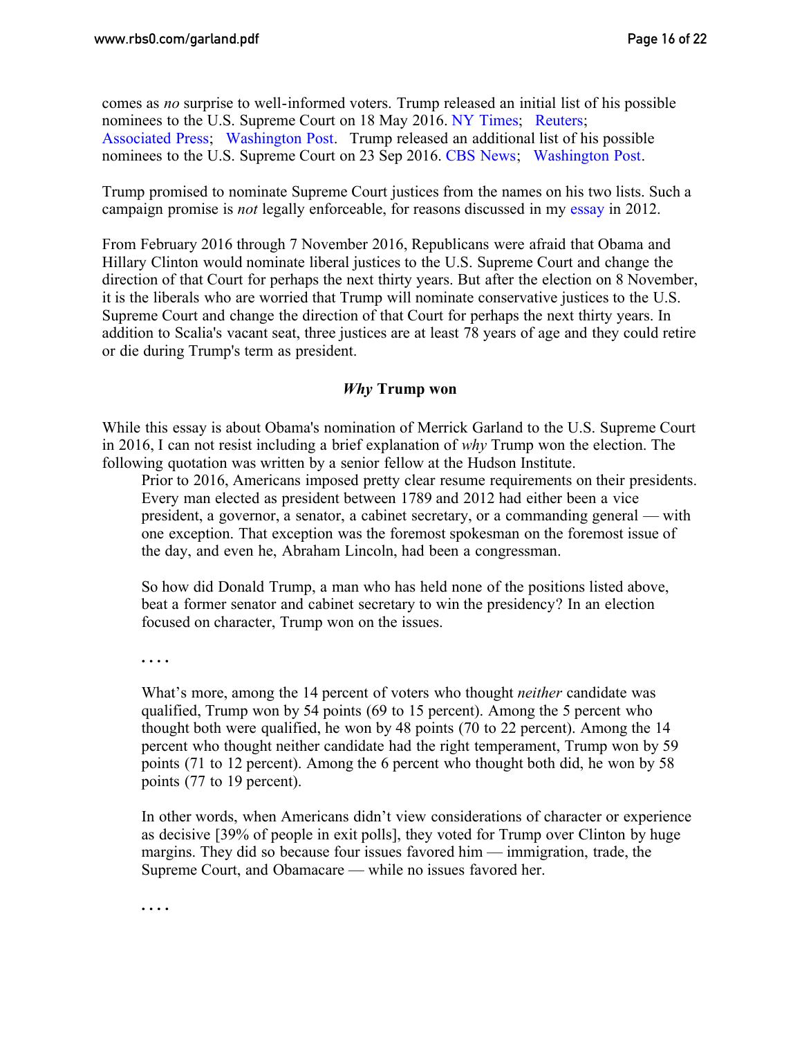comes as *no* surprise to well-informed voters. Trump released an initial list of his possible nominees to the U.S. Supreme Court on 18 May 2016. NY Times; Reuters; Associated Press; Washington Post. Trump released an additional list of his possible nominees to the U.S. Supreme Court on 23 Sep 2016. CBS News; Washington Post.

Trump promised to nominate Supreme Court justices from the names on his two lists. Such a campaign promise is *not* legally enforceable, for reasons discussed in my essay in 2012.

From February 2016 through 7 November 2016, Republicans were afraid that Obama and Hillary Clinton would nominate liberal justices to the U.S. Supreme Court and change the direction of that Court for perhaps the next thirty years. But after the election on 8 November, it is the liberals who are worried that Trump will nominate conservative justices to the U.S. Supreme Court and change the direction of that Court for perhaps the next thirty years. In addition to Scalia's vacant seat, three justices are at least 78 years of age and they could retire or die during Trump's term as president.

### ***Why*** **Trump won**

While this essay is about Obama's nomination of Merrick Garland to the U.S. Supreme Court in 2016, I can not resist including a brief explanation of *why* Trump won the election. The following quotation was written by a senior fellow at the Hudson Institute.

> Prior to 2016, Americans imposed pretty clear resume requirements on their presidents. Every man elected as president between 1789 and 2012 had either been a vice president, a governor, a senator, a cabinet secretary, or a commanding general — with one exception. That exception was the foremost spokesman on the foremost issue of the day, and even he, Abraham Lincoln, had been a congressman.
>
> So how did Donald Trump, a man who has held none of the positions listed above, beat a former senator and cabinet secretary to win the presidency? In an election focused on character, Trump won on the issues.
>
> ....
>
> What's more, among the 14 percent of voters who thought *neither* candidate was qualified, Trump won by 54 points (69 to 15 percent). Among the 5 percent who thought both were qualified, he won by 48 points (70 to 22 percent). Among the 14 percent who thought neither candidate had the right temperament, Trump won by 59 points (71 to 12 percent). Among the 6 percent who thought both did, he won by 58 points (77 to 19 percent).
>
> In other words, when Americans didn't view considerations of character or experience as decisive [39% of people in exit polls], they voted for Trump over Clinton by huge margins. They did so because four issues favored him — immigration, trade, the Supreme Court, and Obamacare — while no issues favored her.
>
> ....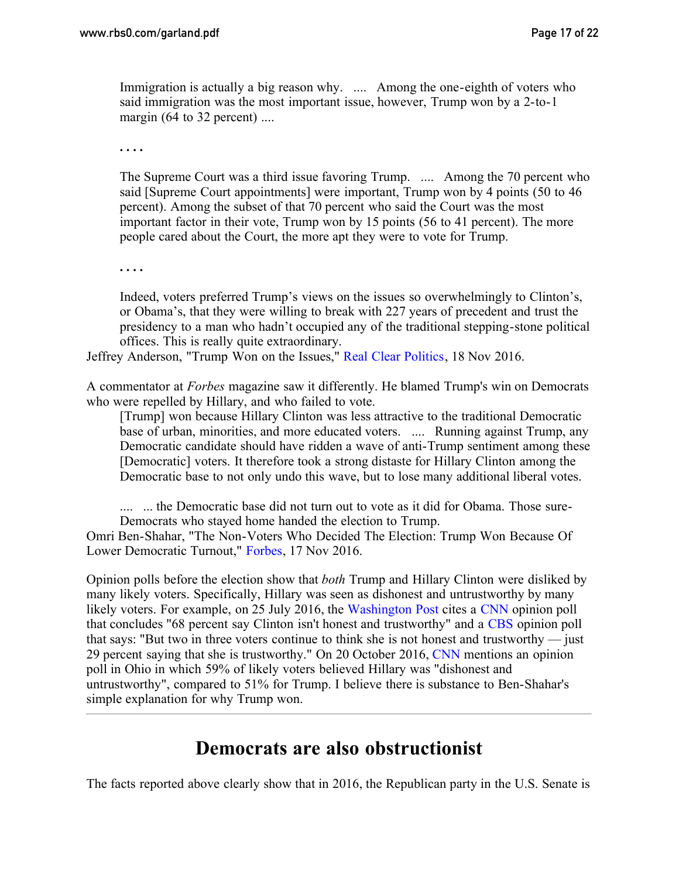> Immigration is actually a big reason why. .... Among the one-eighth of voters who said immigration was the most important issue, however, Trump won by a 2-to-1 margin (64 to 32 percent) ....
>
> ....
>
> The Supreme Court was a third issue favoring Trump. .... Among the 70 percent who said [Supreme Court appointments] were important, Trump won by 4 points (50 to 46 percent). Among the subset of that 70 percent who said the Court was the most important factor in their vote, Trump won by 15 points (56 to 41 percent). The more people cared about the Court, the more apt they were to vote for Trump.
>
> ....
>
> Indeed, voters preferred Trump's views on the issues so overwhelmingly to Clinton's, or Obama's, that they were willing to break with 227 years of precedent and trust the presidency to a man who hadn't occupied any of the traditional stepping-stone political offices. This is really quite extraordinary.

Jeffrey Anderson, "Trump Won on the Issues," Real Clear Politics, 18 Nov 2016.

A commentator at *Forbes* magazine saw it differently. He blamed Trump's win on Democrats who were repelled by Hillary, and who failed to vote.

> [Trump] won because Hillary Clinton was less attractive to the traditional Democratic base of urban, minorities, and more educated voters. .... Running against Trump, any Democratic candidate should have ridden a wave of anti-Trump sentiment among these [Democratic] voters. It therefore took a strong distaste for Hillary Clinton among the Democratic base to not only undo this wave, but to lose many additional liberal votes.
>
> .... ... the Democratic base did not turn out to vote as it did for Obama. Those sure-Democrats who stayed home handed the election to Trump.

Omri Ben-Shahar, "The Non-Voters Who Decided The Election: Trump Won Because Of Lower Democratic Turnout," Forbes, 17 Nov 2016.

Opinion polls before the election show that *both* Trump and Hillary Clinton were disliked by many likely voters. Specifically, Hillary was seen as dishonest and untrustworthy by many likely voters. For example, on 25 July 2016, the Washington Post cites a CNN opinion poll that concludes "68 percent say Clinton isn't honest and trustworthy" and a CBS opinion poll that says: "But two in three voters continue to think she is not honest and trustworthy — just 29 percent saying that she is trustworthy." On 20 October 2016, CNN mentions an opinion poll in Ohio in which 59% of likely voters believed Hillary was "dishonest and untrustworthy", compared to 51% for Trump. I believe there is substance to Ben-Shahar's simple explanation for why Trump won.

---

## Democrats are also obstructionist

The facts reported above clearly show that in 2016, the Republican party in the U.S. Senate is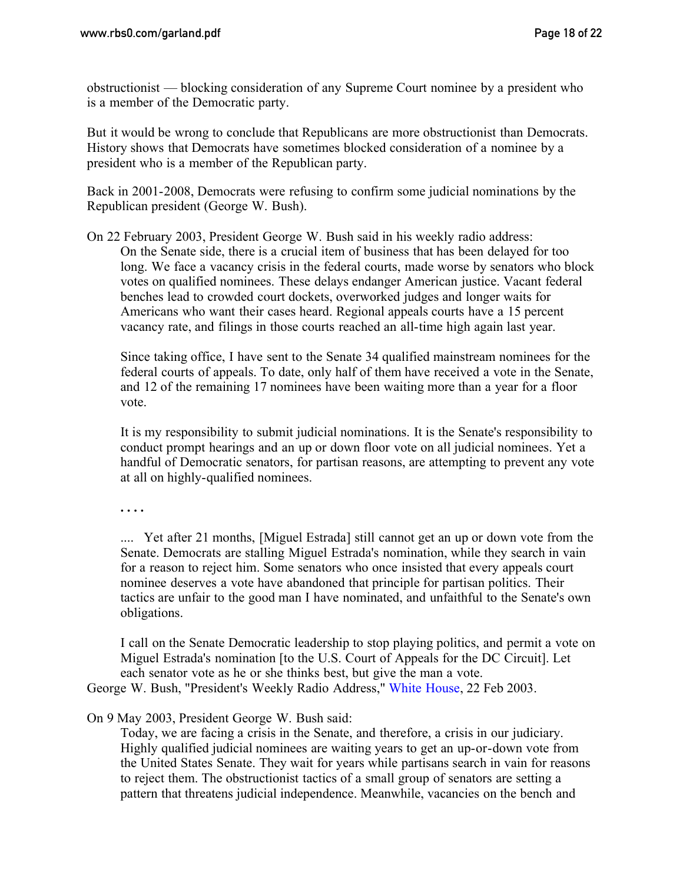obstructionist — blocking consideration of any Supreme Court nominee by a president who is a member of the Democratic party.

But it would be wrong to conclude that Republicans are more obstructionist than Democrats. History shows that Democrats have sometimes blocked consideration of a nominee by a president who is a member of the Republican party.

Back in 2001-2008, Democrats were refusing to confirm some judicial nominations by the Republican president (George W. Bush).

On 22 February 2003, President George W. Bush said in his weekly radio address:

> On the Senate side, there is a crucial item of business that has been delayed for too long. We face a vacancy crisis in the federal courts, made worse by senators who block votes on qualified nominees. These delays endanger American justice. Vacant federal benches lead to crowded court dockets, overworked judges and longer waits for Americans who want their cases heard. Regional appeals courts have a 15 percent vacancy rate, and filings in those courts reached an all-time high again last year.
>
> Since taking office, I have sent to the Senate 34 qualified mainstream nominees for the federal courts of appeals. To date, only half of them have received a vote in the Senate, and 12 of the remaining 17 nominees have been waiting more than a year for a floor vote.
>
> It is my responsibility to submit judicial nominations. It is the Senate's responsibility to conduct prompt hearings and an up or down floor vote on all judicial nominees. Yet a handful of Democratic senators, for partisan reasons, are attempting to prevent any vote at all on highly-qualified nominees.
>
> . . . .
>
> .... Yet after 21 months, [Miguel Estrada] still cannot get an up or down vote from the Senate. Democrats are stalling Miguel Estrada's nomination, while they search in vain for a reason to reject him. Some senators who once insisted that every appeals court nominee deserves a vote have abandoned that principle for partisan politics. Their tactics are unfair to the good man I have nominated, and unfaithful to the Senate's own obligations.
>
> I call on the Senate Democratic leadership to stop playing politics, and permit a vote on Miguel Estrada's nomination [to the U.S. Court of Appeals for the DC Circuit]. Let each senator vote as he or she thinks best, but give the man a vote.

George W. Bush, "President's Weekly Radio Address," White House, 22 Feb 2003.

On 9 May 2003, President George W. Bush said:

> Today, we are facing a crisis in the Senate, and therefore, a crisis in our judiciary. Highly qualified judicial nominees are waiting years to get an up-or-down vote from the United States Senate. They wait for years while partisans search in vain for reasons to reject them. The obstructionist tactics of a small group of senators are setting a pattern that threatens judicial independence. Meanwhile, vacancies on the bench and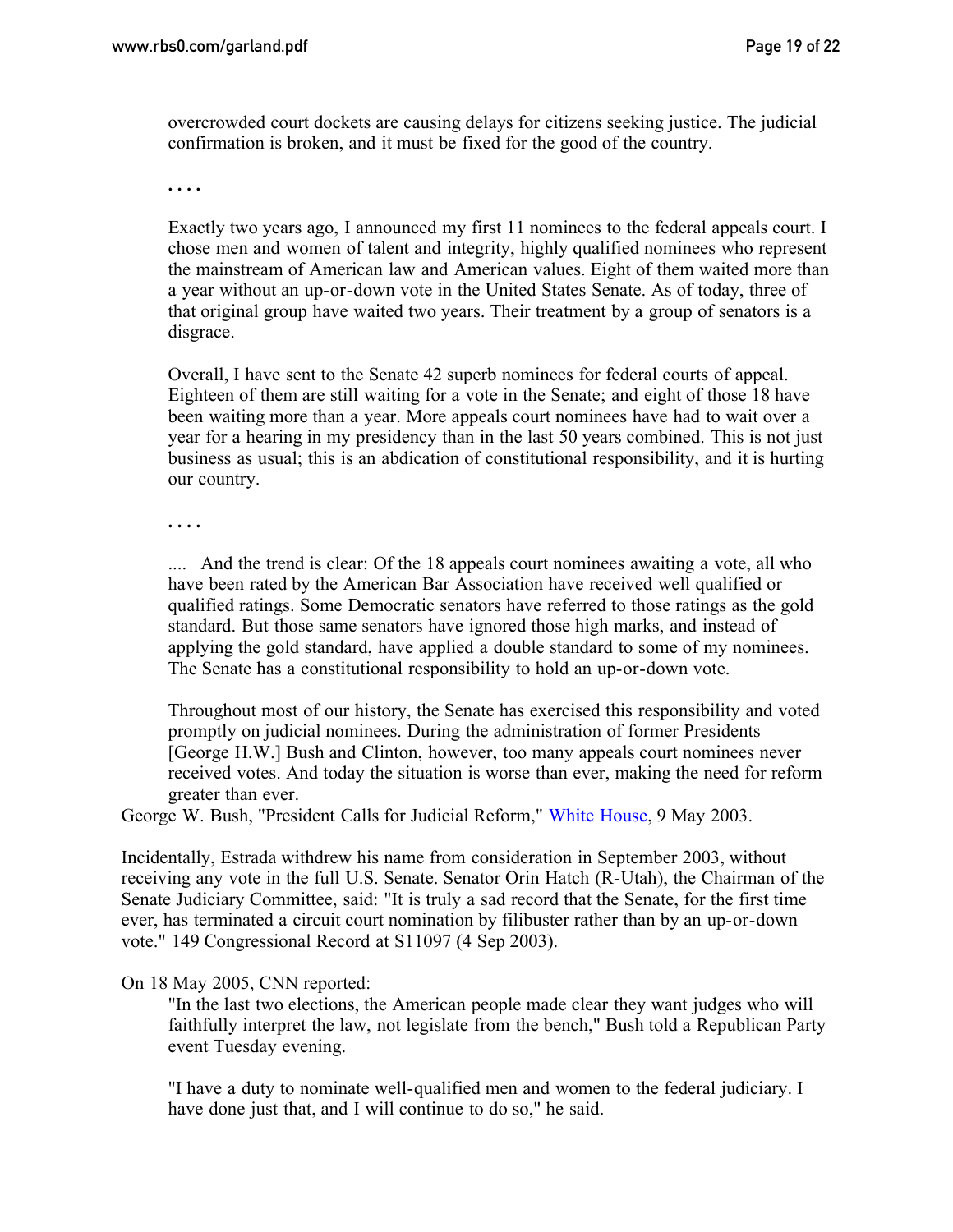overcrowded court dockets are causing delays for citizens seeking justice. The judicial confirmation is broken, and it must be fixed for the good of the country.

> . . . .
>
> Exactly two years ago, I announced my first 11 nominees to the federal appeals court. I chose men and women of talent and integrity, highly qualified nominees who represent the mainstream of American law and American values. Eight of them waited more than a year without an up-or-down vote in the United States Senate. As of today, three of that original group have waited two years. Their treatment by a group of senators is a disgrace.
>
> Overall, I have sent to the Senate 42 superb nominees for federal courts of appeal. Eighteen of them are still waiting for a vote in the Senate; and eight of those 18 have been waiting more than a year. More appeals court nominees have had to wait over a year for a hearing in my presidency than in the last 50 years combined. This is not just business as usual; this is an abdication of constitutional responsibility, and it is hurting our country.
>
> . . . .
>
> .... And the trend is clear: Of the 18 appeals court nominees awaiting a vote, all who have been rated by the American Bar Association have received well qualified or qualified ratings. Some Democratic senators have referred to those ratings as the gold standard. But those same senators have ignored those high marks, and instead of applying the gold standard, have applied a double standard to some of my nominees. The Senate has a constitutional responsibility to hold an up-or-down vote.
>
> Throughout most of our history, the Senate has exercised this responsibility and voted promptly on judicial nominees. During the administration of former Presidents [George H.W.] Bush and Clinton, however, too many appeals court nominees never received votes. And today the situation is worse than ever, making the need for reform greater than ever.

George W. Bush, "President Calls for Judicial Reform," White House, 9 May 2003.

Incidentally, Estrada withdrew his name from consideration in September 2003, without receiving any vote in the full U.S. Senate. Senator Orin Hatch (R-Utah), the Chairman of the Senate Judiciary Committee, said: "It is truly a sad record that the Senate, for the first time ever, has terminated a circuit court nomination by filibuster rather than by an up-or-down vote." 149 Congressional Record at S11097 (4 Sep 2003).

On 18 May 2005, CNN reported:

> "In the last two elections, the American people made clear they want judges who will faithfully interpret the law, not legislate from the bench," Bush told a Republican Party event Tuesday evening.
>
> "I have a duty to nominate well-qualified men and women to the federal judiciary. I have done just that, and I will continue to do so," he said.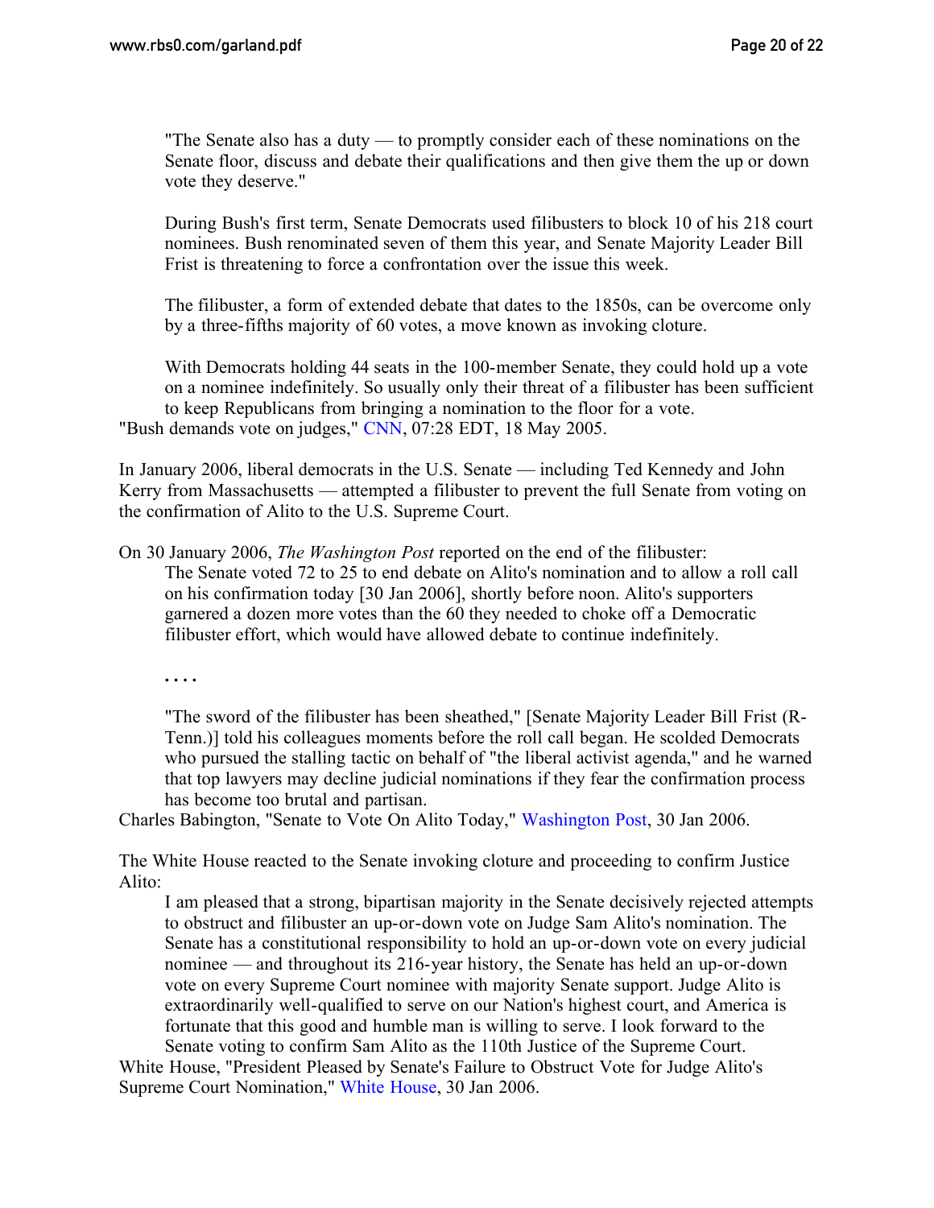> "The Senate also has a duty — to promptly consider each of these nominations on the Senate floor, discuss and debate their qualifications and then give them the up or down vote they deserve."
>
> During Bush's first term, Senate Democrats used filibusters to block 10 of his 218 court nominees. Bush renominated seven of them this year, and Senate Majority Leader Bill Frist is threatening to force a confrontation over the issue this week.
>
> The filibuster, a form of extended debate that dates to the 1850s, can be overcome only by a three-fifths majority of 60 votes, a move known as invoking cloture.
>
> With Democrats holding 44 seats in the 100-member Senate, they could hold up a vote on a nominee indefinitely. So usually only their threat of a filibuster has been sufficient to keep Republicans from bringing a nomination to the floor for a vote.

"Bush demands vote on judges," CNN, 07:28 EDT, 18 May 2005.

In January 2006, liberal democrats in the U.S. Senate — including Ted Kennedy and John Kerry from Massachusetts — attempted a filibuster to prevent the full Senate from voting on the confirmation of Alito to the U.S. Supreme Court.

On 30 January 2006, *The Washington Post* reported on the end of the filibuster:

> The Senate voted 72 to 25 to end debate on Alito's nomination and to allow a roll call on his confirmation today [30 Jan 2006], shortly before noon. Alito's supporters garnered a dozen more votes than the 60 they needed to choke off a Democratic filibuster effort, which would have allowed debate to continue indefinitely.
>
> . . . .
>
> "The sword of the filibuster has been sheathed," [Senate Majority Leader Bill Frist (R-Tenn.)] told his colleagues moments before the roll call began. He scolded Democrats who pursued the stalling tactic on behalf of "the liberal activist agenda," and he warned that top lawyers may decline judicial nominations if they fear the confirmation process has become too brutal and partisan.

Charles Babington, "Senate to Vote On Alito Today," Washington Post, 30 Jan 2006.

The White House reacted to the Senate invoking cloture and proceeding to confirm Justice Alito:

> I am pleased that a strong, bipartisan majority in the Senate decisively rejected attempts to obstruct and filibuster an up-or-down vote on Judge Sam Alito's nomination. The Senate has a constitutional responsibility to hold an up-or-down vote on every judicial nominee — and throughout its 216-year history, the Senate has held an up-or-down vote on every Supreme Court nominee with majority Senate support. Judge Alito is extraordinarily well-qualified to serve on our Nation's highest court, and America is fortunate that this good and humble man is willing to serve. I look forward to the Senate voting to confirm Sam Alito as the 110th Justice of the Supreme Court.

White House, "President Pleased by Senate's Failure to Obstruct Vote for Judge Alito's Supreme Court Nomination," White House, 30 Jan 2006.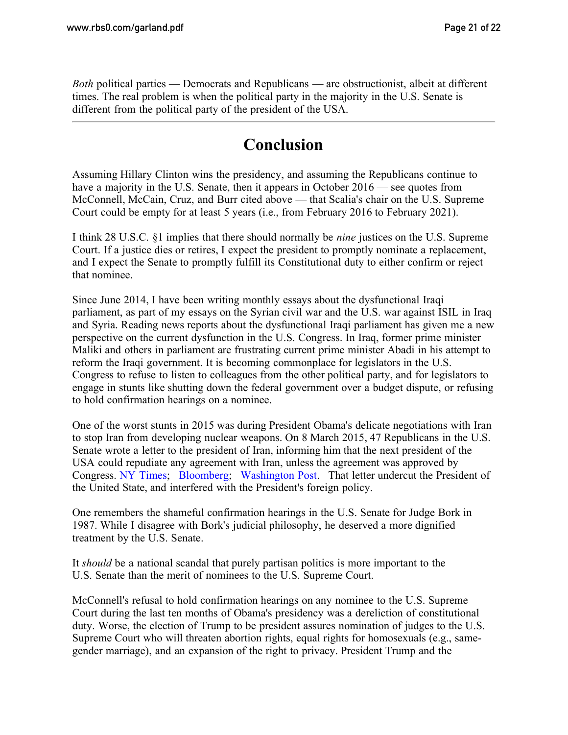*Both* political parties — Democrats and Republicans — are obstructionist, albeit at different times. The real problem is when the political party in the majority in the U.S. Senate is different from the political party of the president of the USA.

---

# Conclusion

Assuming Hillary Clinton wins the presidency, and assuming the Republicans continue to have a majority in the U.S. Senate, then it appears in October 2016 — see quotes from McConnell, McCain, Cruz, and Burr cited above — that Scalia's chair on the U.S. Supreme Court could be empty for at least 5 years (i.e., from February 2016 to February 2021).

I think 28 U.S.C. §1 implies that there should normally be *nine* justices on the U.S. Supreme Court. If a justice dies or retires, I expect the president to promptly nominate a replacement, and I expect the Senate to promptly fulfill its Constitutional duty to either confirm or reject that nominee.

Since June 2014, I have been writing monthly essays about the dysfunctional Iraqi parliament, as part of my essays on the Syrian civil war and the U.S. war against ISIL in Iraq and Syria. Reading news reports about the dysfunctional Iraqi parliament has given me a new perspective on the current dysfunction in the U.S. Congress. In Iraq, former prime minister Maliki and others in parliament are frustrating current prime minister Abadi in his attempt to reform the Iraqi government. It is becoming commonplace for legislators in the U.S. Congress to refuse to listen to colleagues from the other political party, and for legislators to engage in stunts like shutting down the federal government over a budget dispute, or refusing to hold confirmation hearings on a nominee.

One of the worst stunts in 2015 was during President Obama's delicate negotiations with Iran to stop Iran from developing nuclear weapons. On 8 March 2015, 47 Republicans in the U.S. Senate wrote a letter to the president of Iran, informing him that the next president of the USA could repudiate any agreement with Iran, unless the agreement was approved by Congress. NY Times; Bloomberg; Washington Post. That letter undercut the President of the United State, and interfered with the President's foreign policy.

One remembers the shameful confirmation hearings in the U.S. Senate for Judge Bork in 1987. While I disagree with Bork's judicial philosophy, he deserved a more dignified treatment by the U.S. Senate.

It *should* be a national scandal that purely partisan politics is more important to the U.S. Senate than the merit of nominees to the U.S. Supreme Court.

McConnell's refusal to hold confirmation hearings on any nominee to the U.S. Supreme Court during the last ten months of Obama's presidency was a dereliction of constitutional duty. Worse, the election of Trump to be president assures nomination of judges to the U.S. Supreme Court who will threaten abortion rights, equal rights for homosexuals (e.g., same-gender marriage), and an expansion of the right to privacy. President Trump and the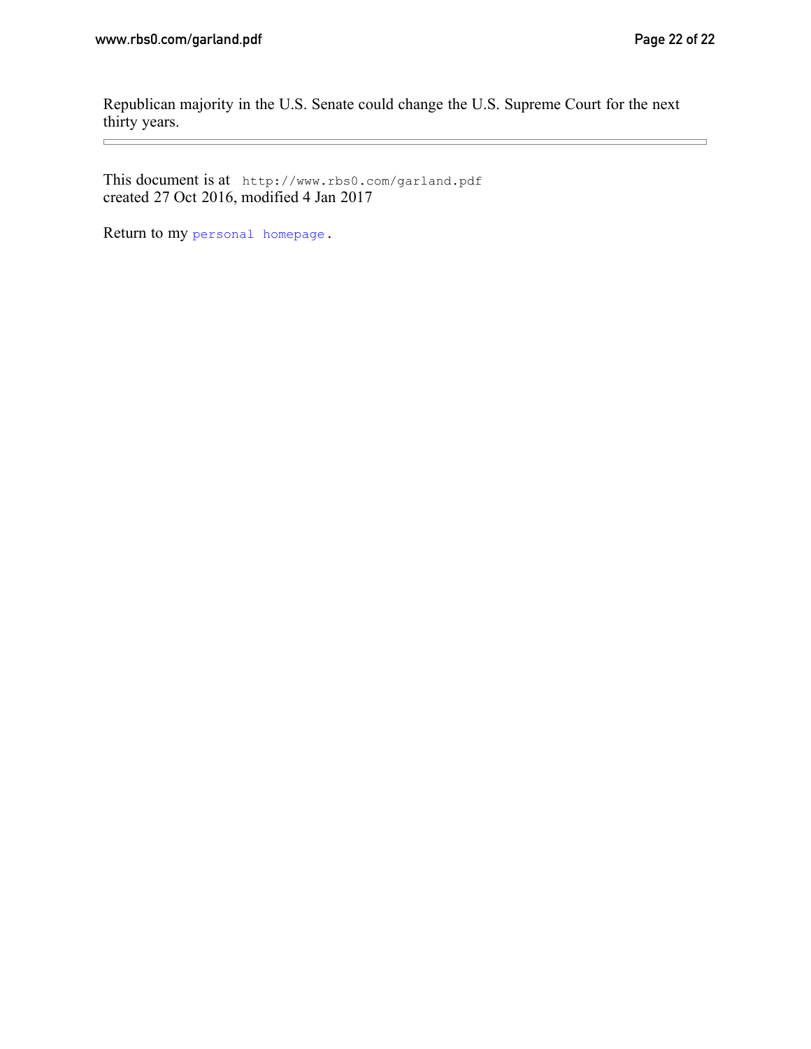Republican majority in the U.S. Senate could change the U.S. Supreme Court for the next thirty years.

---

This document is at `http://www.rbs0.com/garland.pdf`
created 27 Oct 2016, modified 4 Jan 2017

Return to my personal homepage.